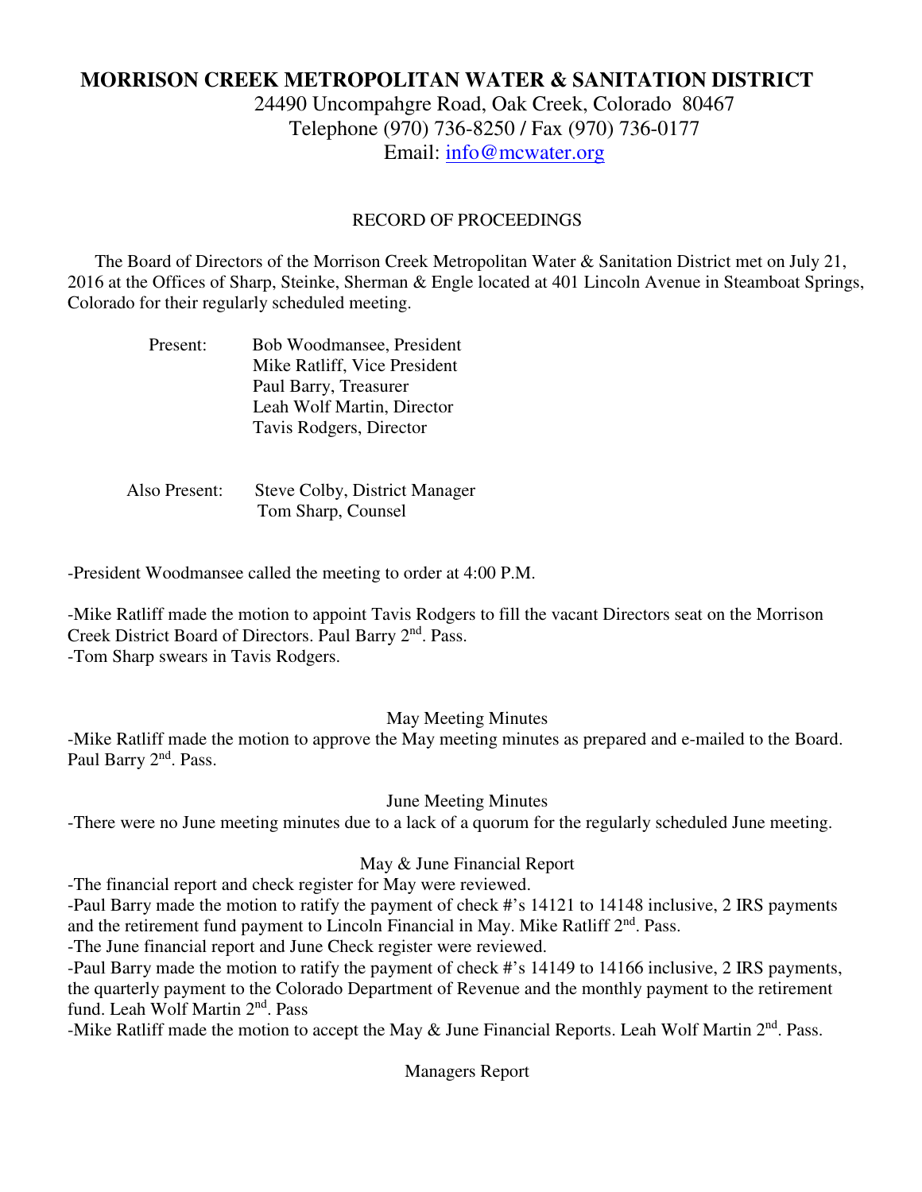# MORRISON CREEK METROPOLITAN WATER & SANITATION DISTRICT

24490 Uncompahgre Road, Oak Creek, Colorado 80467
Telephone (970) 736-8250 / Fax (970) 736-0177
Email: info@mcwater.org

RECORD OF PROCEEDINGS

The Board of Directors of the Morrison Creek Metropolitan Water & Sanitation District met on July 21, 2016 at the Offices of Sharp, Steinke, Sherman & Engle located at 401 Lincoln Avenue in Steamboat Springs, Colorado for their regularly scheduled meeting.

Present: Bob Woodmansee, President
Mike Ratliff, Vice President
Paul Barry, Treasurer
Leah Wolf Martin, Director
Tavis Rodgers, Director

Also Present: Steve Colby, District Manager
Tom Sharp, Counsel

-President Woodmansee called the meeting to order at 4:00 P.M.

-Mike Ratliff made the motion to appoint Tavis Rodgers to fill the vacant Directors seat on the Morrison Creek District Board of Directors. Paul Barry 2nd. Pass.
-Tom Sharp swears in Tavis Rodgers.

May Meeting Minutes

-Mike Ratliff made the motion to approve the May meeting minutes as prepared and e-mailed to the Board. Paul Barry 2nd. Pass.

June Meeting Minutes

-There were no June meeting minutes due to a lack of a quorum for the regularly scheduled June meeting.

May & June Financial Report

-The financial report and check register for May were reviewed.
-Paul Barry made the motion to ratify the payment of check #'s 14121 to 14148 inclusive, 2 IRS payments and the retirement fund payment to Lincoln Financial in May. Mike Ratliff 2nd. Pass.
-The June financial report and June Check register were reviewed.
-Paul Barry made the motion to ratify the payment of check #'s 14149 to 14166 inclusive, 2 IRS payments, the quarterly payment to the Colorado Department of Revenue and the monthly payment to the retirement fund. Leah Wolf Martin 2nd. Pass
-Mike Ratliff made the motion to accept the May & June Financial Reports. Leah Wolf Martin 2nd. Pass.

Managers Report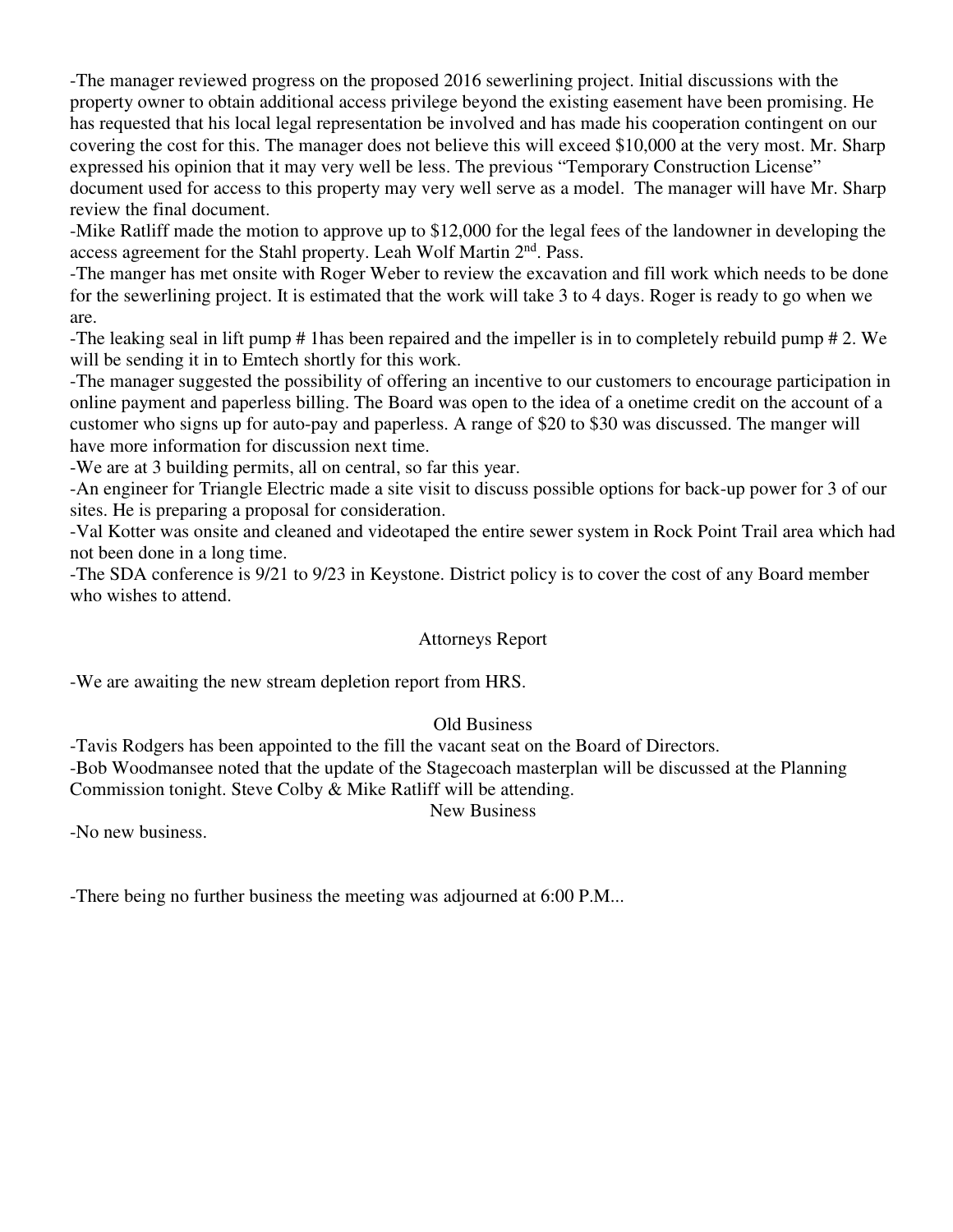-The manager reviewed progress on the proposed 2016 sewerlining project. Initial discussions with the property owner to obtain additional access privilege beyond the existing easement have been promising. He has requested that his local legal representation be involved and has made his cooperation contingent on our covering the cost for this. The manager does not believe this will exceed $10,000 at the very most. Mr. Sharp expressed his opinion that it may very well be less. The previous "Temporary Construction License" document used for access to this property may very well serve as a model. The manager will have Mr. Sharp review the final document.

-Mike Ratliff made the motion to approve up to $12,000 for the legal fees of the landowner in developing the access agreement for the Stahl property. Leah Wolf Martin 2nd. Pass.

-The manger has met onsite with Roger Weber to review the excavation and fill work which needs to be done for the sewerlining project. It is estimated that the work will take 3 to 4 days. Roger is ready to go when we are.

-The leaking seal in lift pump # 1has been repaired and the impeller is in to completely rebuild pump # 2. We will be sending it in to Emtech shortly for this work.

-The manager suggested the possibility of offering an incentive to our customers to encourage participation in online payment and paperless billing. The Board was open to the idea of a onetime credit on the account of a customer who signs up for auto-pay and paperless. A range of $20 to $30 was discussed. The manger will have more information for discussion next time.

-We are at 3 building permits, all on central, so far this year.

-An engineer for Triangle Electric made a site visit to discuss possible options for back-up power for 3 of our sites. He is preparing a proposal for consideration.

-Val Kotter was onsite and cleaned and videotaped the entire sewer system in Rock Point Trail area which had not been done in a long time.

-The SDA conference is 9/21 to 9/23 in Keystone. District policy is to cover the cost of any Board member who wishes to attend.

## Attorneys Report

-We are awaiting the new stream depletion report from HRS.

## Old Business

-Tavis Rodgers has been appointed to the fill the vacant seat on the Board of Directors.

-Bob Woodmansee noted that the update of the Stagecoach masterplan will be discussed at the Planning Commission tonight. Steve Colby & Mike Ratliff will be attending.

## New Business

-No new business.

-There being no further business the meeting was adjourned at 6:00 P.M...